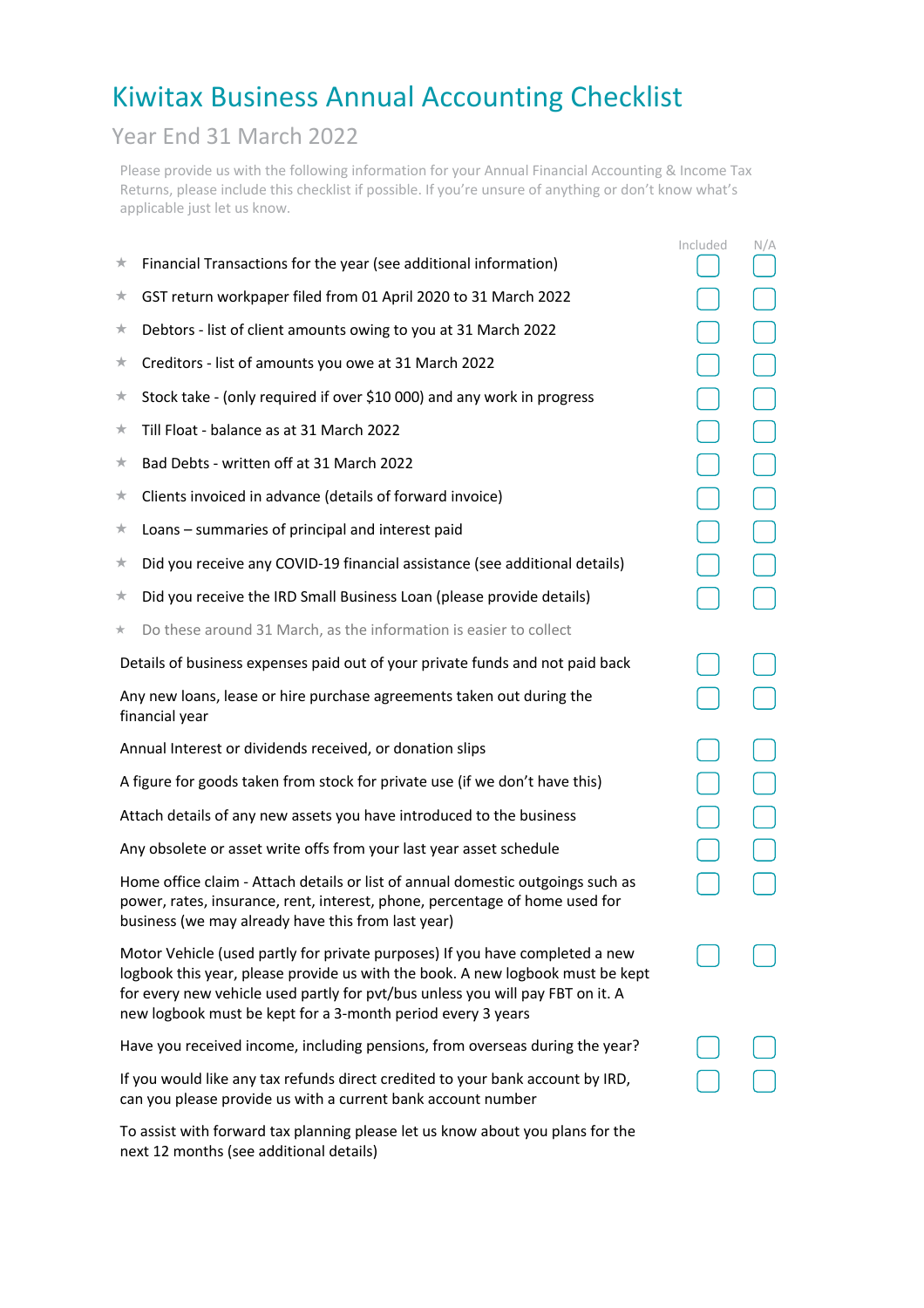# Kiwitax Business Annual Accounting Checklist

## Year End 31 March 2022

Please provide us with the following information for your Annual Financial Accounting & Income Tax Returns, please include this checklist if possible. If you're unsure of anything or don't know what's applicable just let us know.

| | Included | N/A |
|---|---|---|
| ★ Financial Transactions for the year (see additional information) | ☐ | ☐ |
| ★ GST return workpaper filed from 01 April 2020 to 31 March 2022 | ☐ | ☐ |
| ★ Debtors - list of client amounts owing to you at 31 March 2022 | ☐ | ☐ |
| ★ Creditors - list of amounts you owe at 31 March 2022 | ☐ | ☐ |
| ★ Stock take - (only required if over $10 000) and any work in progress | ☐ | ☐ |
| ★ Till Float - balance as at 31 March 2022 | ☐ | ☐ |
| ★ Bad Debts - written off at 31 March 2022 | ☐ | ☐ |
| ★ Clients invoiced in advance (details of forward invoice) | ☐ | ☐ |
| ★ Loans – summaries of principal and interest paid | ☐ | ☐ |
| ★ Did you receive any COVID-19 financial assistance (see additional details) | ☐ | ☐ |
| ★ Did you receive the IRD Small Business Loan (please provide details) | ☐ | ☐ |

★ Do these around 31 March, as the information is easier to collect

| | Included | N/A |
|---|---|---|
| Details of business expenses paid out of your private funds and not paid back | ☐ | ☐ |
| Any new loans, lease or hire purchase agreements taken out during the financial year | ☐ | ☐ |
| Annual Interest or dividends received, or donation slips | ☐ | ☐ |
| A figure for goods taken from stock for private use (if we don't have this) | ☐ | ☐ |
| Attach details of any new assets you have introduced to the business | ☐ | ☐ |
| Any obsolete or asset write offs from your last year asset schedule | ☐ | ☐ |
| Home office claim - Attach details or list of annual domestic outgoings such as power, rates, insurance, rent, interest, phone, percentage of home used for business (we may already have this from last year) | ☐ | ☐ |
| Motor Vehicle (used partly for private purposes) If you have completed a new logbook this year, please provide us with the book. A new logbook must be kept for every new vehicle used partly for pvt/bus unless you will pay FBT on it. A new logbook must be kept for a 3-month period every 3 years | ☐ | ☐ |
| Have you received income, including pensions, from overseas during the year? | ☐ | ☐ |
| If you would like any tax refunds direct credited to your bank account by IRD, can you please provide us with a current bank account number | ☐ | ☐ |

To assist with forward tax planning please let us know about you plans for the next 12 months (see additional details)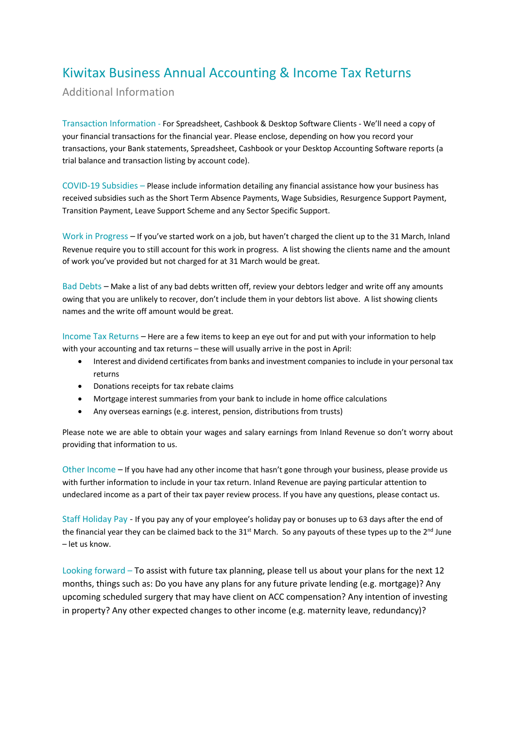# Kiwitax Business Annual Accounting & Income Tax Returns

## Additional Information

**Transaction Information** - For Spreadsheet, Cashbook & Desktop Software Clients - We'll need a copy of your financial transactions for the financial year. Please enclose, depending on how you record your transactions, your Bank statements, Spreadsheet, Cashbook or your Desktop Accounting Software reports (a trial balance and transaction listing by account code).

**COVID-19 Subsidies** – Please include information detailing any financial assistance how your business has received subsidies such as the Short Term Absence Payments, Wage Subsidies, Resurgence Support Payment, Transition Payment, Leave Support Scheme and any Sector Specific Support.

**Work in Progress** – If you've started work on a job, but haven't charged the client up to the 31 March, Inland Revenue require you to still account for this work in progress. A list showing the clients name and the amount of work you've provided but not charged for at 31 March would be great.

**Bad Debts** – Make a list of any bad debts written off, review your debtors ledger and write off any amounts owing that you are unlikely to recover, don't include them in your debtors list above. A list showing clients names and the write off amount would be great.

**Income Tax Returns** – Here are a few items to keep an eye out for and put with your information to help with your accounting and tax returns – these will usually arrive in the post in April:

- Interest and dividend certificates from banks and investment companies to include in your personal tax returns
- Donations receipts for tax rebate claims
- Mortgage interest summaries from your bank to include in home office calculations
- Any overseas earnings (e.g. interest, pension, distributions from trusts)

Please note we are able to obtain your wages and salary earnings from Inland Revenue so don't worry about providing that information to us.

**Other Income** – If you have had any other income that hasn't gone through your business, please provide us with further information to include in your tax return. Inland Revenue are paying particular attention to undeclared income as a part of their tax payer review process. If you have any questions, please contact us.

**Staff Holiday Pay** - If you pay any of your employee's holiday pay or bonuses up to 63 days after the end of the financial year they can be claimed back to the 31st March. So any payouts of these types up to the 2nd June – let us know.

**Looking forward** – To assist with future tax planning, please tell us about your plans for the next 12 months, things such as: Do you have any plans for any future private lending (e.g. mortgage)? Any upcoming scheduled surgery that may have client on ACC compensation? Any intention of investing in property? Any other expected changes to other income (e.g. maternity leave, redundancy)?